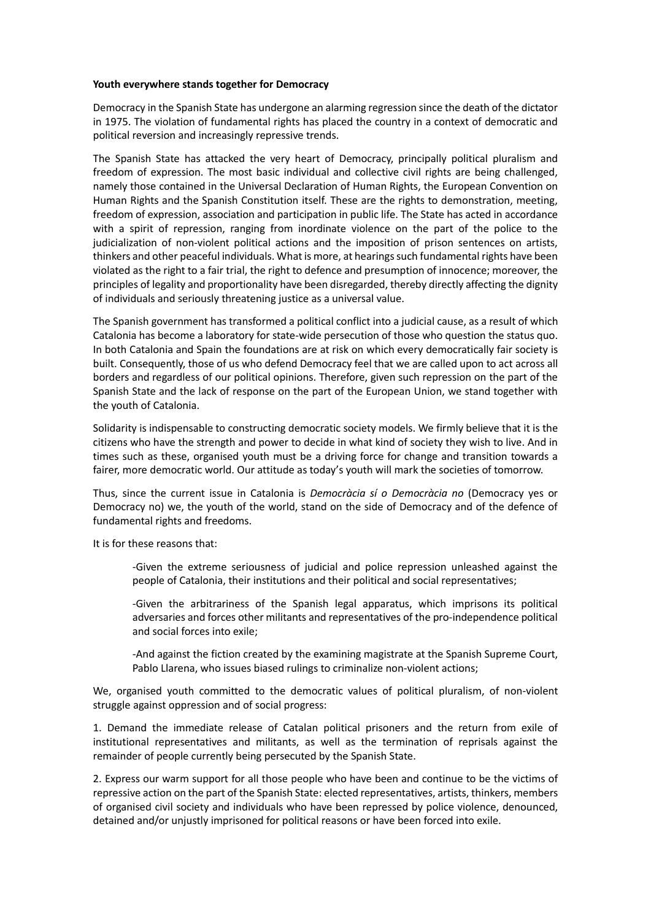**Youth everywhere stands together for Democracy**

Democracy in the Spanish State has undergone an alarming regression since the death of the dictator in 1975. The violation of fundamental rights has placed the country in a context of democratic and political reversion and increasingly repressive trends.

The Spanish State has attacked the very heart of Democracy, principally political pluralism and freedom of expression. The most basic individual and collective civil rights are being challenged, namely those contained in the Universal Declaration of Human Rights, the European Convention on Human Rights and the Spanish Constitution itself. These are the rights to demonstration, meeting, freedom of expression, association and participation in public life. The State has acted in accordance with a spirit of repression, ranging from inordinate violence on the part of the police to the judicialization of non-violent political actions and the imposition of prison sentences on artists, thinkers and other peaceful individuals. What is more, at hearings such fundamental rights have been violated as the right to a fair trial, the right to defence and presumption of innocence; moreover, the principles of legality and proportionality have been disregarded, thereby directly affecting the dignity of individuals and seriously threatening justice as a universal value.

The Spanish government has transformed a political conflict into a judicial cause, as a result of which Catalonia has become a laboratory for state-wide persecution of those who question the status quo. In both Catalonia and Spain the foundations are at risk on which every democratically fair society is built. Consequently, those of us who defend Democracy feel that we are called upon to act across all borders and regardless of our political opinions. Therefore, given such repression on the part of the Spanish State and the lack of response on the part of the European Union, we stand together with the youth of Catalonia.

Solidarity is indispensable to constructing democratic society models. We firmly believe that it is the citizens who have the strength and power to decide in what kind of society they wish to live. And in times such as these, organised youth must be a driving force for change and transition towards a fairer, more democratic world. Our attitude as today's youth will mark the societies of tomorrow.

Thus, since the current issue in Catalonia is *Democràcia sí o Democràcia no* (Democracy yes or Democracy no) we, the youth of the world, stand on the side of Democracy and of the defence of fundamental rights and freedoms.

It is for these reasons that:

> -Given the extreme seriousness of judicial and police repression unleashed against the people of Catalonia, their institutions and their political and social representatives;
>
> -Given the arbitrariness of the Spanish legal apparatus, which imprisons its political adversaries and forces other militants and representatives of the pro-independence political and social forces into exile;
>
> -And against the fiction created by the examining magistrate at the Spanish Supreme Court, Pablo Llarena, who issues biased rulings to criminalize non-violent actions;

We, organised youth committed to the democratic values of political pluralism, of non-violent struggle against oppression and of social progress:

1. Demand the immediate release of Catalan political prisoners and the return from exile of institutional representatives and militants, as well as the termination of reprisals against the remainder of people currently being persecuted by the Spanish State.

2. Express our warm support for all those people who have been and continue to be the victims of repressive action on the part of the Spanish State: elected representatives, artists, thinkers, members of organised civil society and individuals who have been repressed by police violence, denounced, detained and/or unjustly imprisoned for political reasons or have been forced into exile.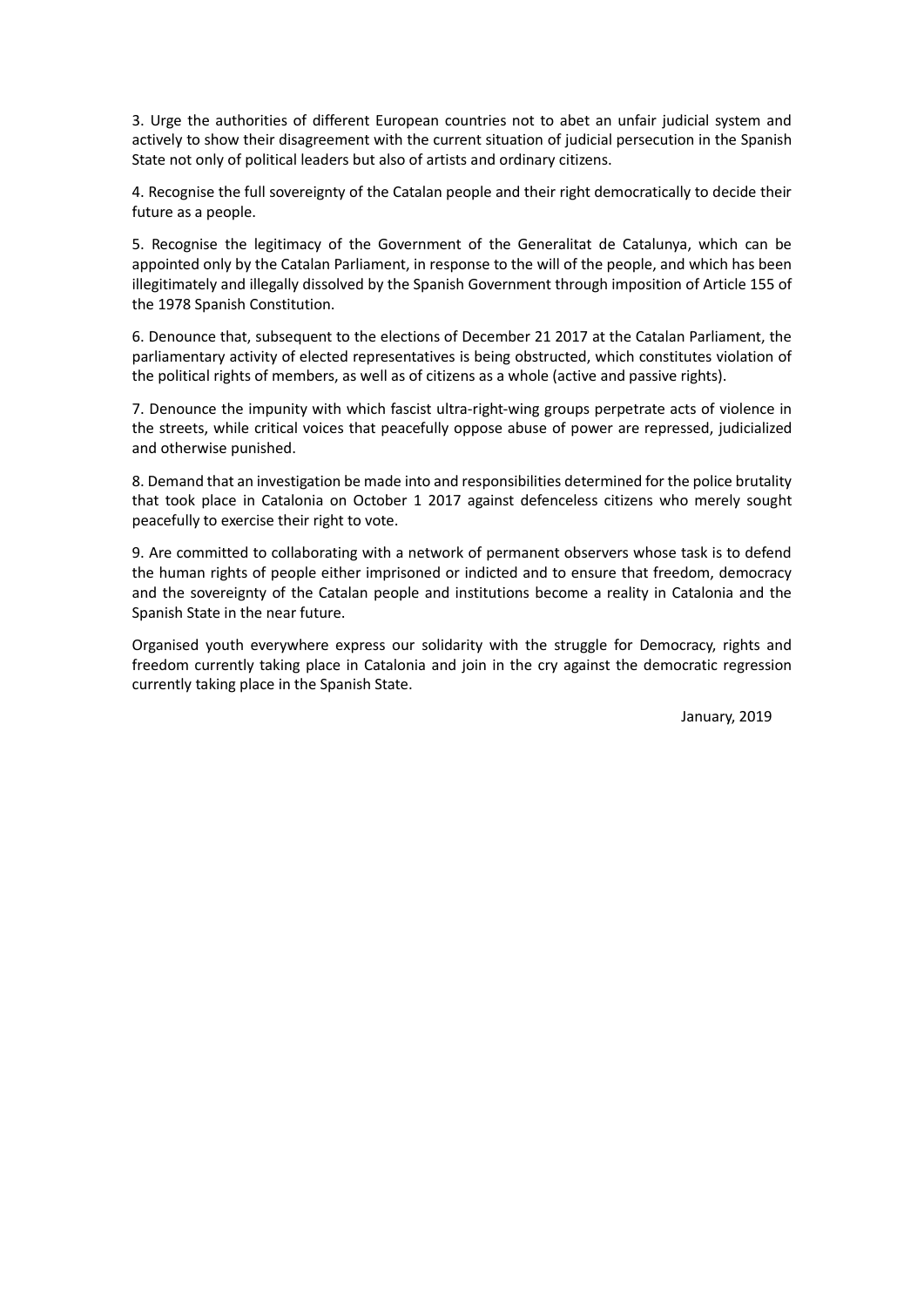3. Urge the authorities of different European countries not to abet an unfair judicial system and actively to show their disagreement with the current situation of judicial persecution in the Spanish State not only of political leaders but also of artists and ordinary citizens.

4. Recognise the full sovereignty of the Catalan people and their right democratically to decide their future as a people.

5. Recognise the legitimacy of the Government of the Generalitat de Catalunya, which can be appointed only by the Catalan Parliament, in response to the will of the people, and which has been illegitimately and illegally dissolved by the Spanish Government through imposition of Article 155 of the 1978 Spanish Constitution.

6. Denounce that, subsequent to the elections of December 21 2017 at the Catalan Parliament, the parliamentary activity of elected representatives is being obstructed, which constitutes violation of the political rights of members, as well as of citizens as a whole (active and passive rights).

7. Denounce the impunity with which fascist ultra-right-wing groups perpetrate acts of violence in the streets, while critical voices that peacefully oppose abuse of power are repressed, judicialized and otherwise punished.

8. Demand that an investigation be made into and responsibilities determined for the police brutality that took place in Catalonia on October 1 2017 against defenceless citizens who merely sought peacefully to exercise their right to vote.

9. Are committed to collaborating with a network of permanent observers whose task is to defend the human rights of people either imprisoned or indicted and to ensure that freedom, democracy and the sovereignty of the Catalan people and institutions become a reality in Catalonia and the Spanish State in the near future.

Organised youth everywhere express our solidarity with the struggle for Democracy, rights and freedom currently taking place in Catalonia and join in the cry against the democratic regression currently taking place in the Spanish State.

January, 2019